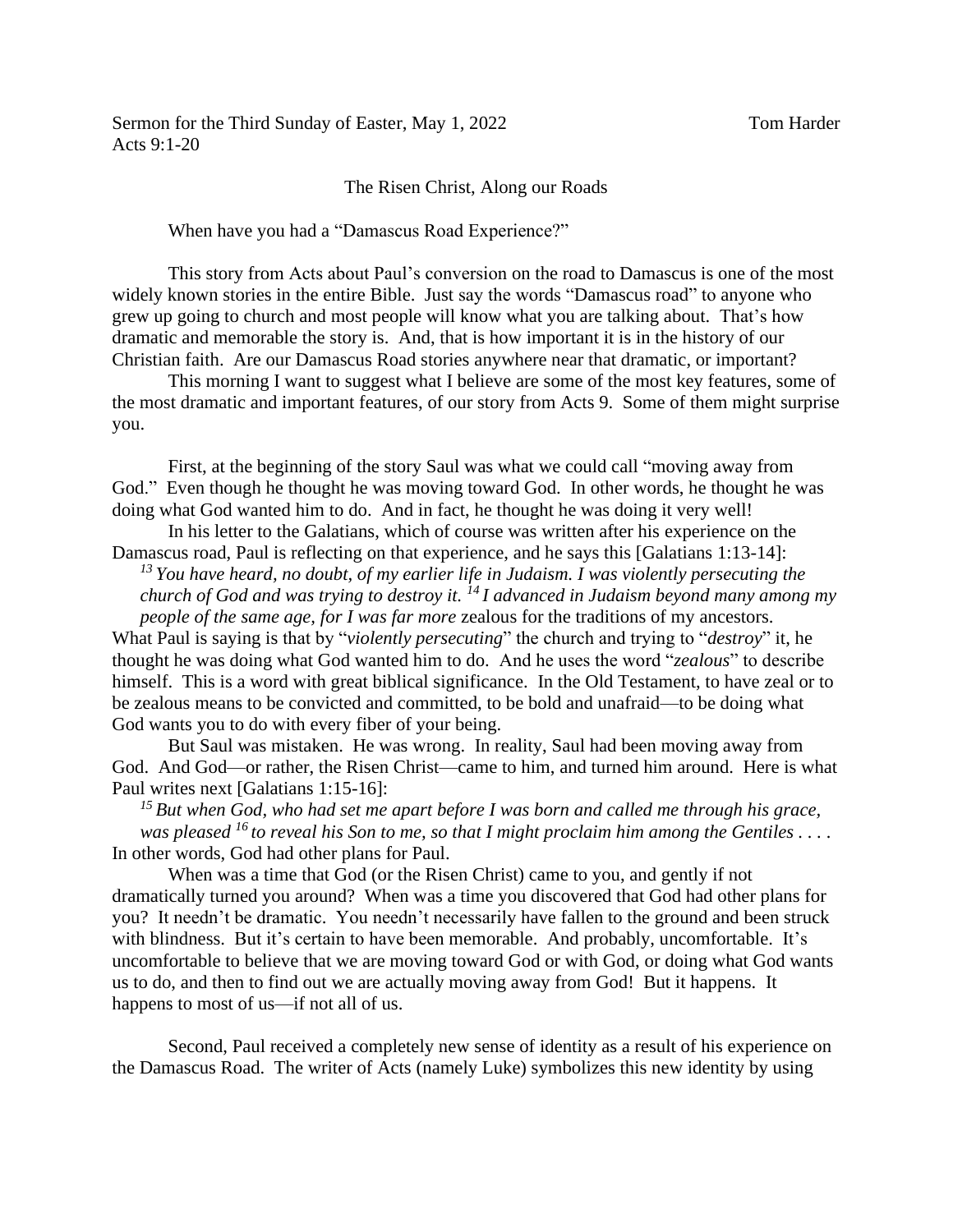Sermon for the Third Sunday of Easter, May 1, 2022 Tom Harder
Acts 9:1-20

## The Risen Christ, Along our Roads

When have you had a "Damascus Road Experience?"

This story from Acts about Paul's conversion on the road to Damascus is one of the most widely known stories in the entire Bible. Just say the words "Damascus road" to anyone who grew up going to church and most people will know what you are talking about. That's how dramatic and memorable the story is. And, that is how important it is in the history of our Christian faith. Are our Damascus Road stories anywhere near that dramatic, or important?

This morning I want to suggest what I believe are some of the most key features, some of the most dramatic and important features, of our story from Acts 9. Some of them might surprise you.

First, at the beginning of the story Saul was what we could call "moving away from God." Even though he thought he was moving toward God. In other words, he thought he was doing what God wanted him to do. And in fact, he thought he was doing it very well!

In his letter to the Galatians, which of course was written after his experience on the Damascus road, Paul is reflecting on that experience, and he says this [Galatians 1:13-14]:

> *[13] You have heard, no doubt, of my earlier life in Judaism. I was violently persecuting the church of God and was trying to destroy it. [14] I advanced in Judaism beyond many among my people of the same age, for I was far more* zealous for the traditions of my ancestors.

What Paul is saying is that by "*violently persecuting*" the church and trying to "*destroy*" it, he thought he was doing what God wanted him to do. And he uses the word "*zealous*" to describe himself. This is a word with great biblical significance. In the Old Testament, to have zeal or to be zealous means to be convicted and committed, to be bold and unafraid—to be doing what God wants you to do with every fiber of your being.

But Saul was mistaken. He was wrong. In reality, Saul had been moving away from God. And God—or rather, the Risen Christ—came to him, and turned him around. Here is what Paul writes next [Galatians 1:15-16]:

> *[15] But when God, who had set me apart before I was born and called me through his grace, was pleased [16] to reveal his Son to me, so that I might proclaim him among the Gentiles . . . .*

In other words, God had other plans for Paul.

When was a time that God (or the Risen Christ) came to you, and gently if not dramatically turned you around? When was a time you discovered that God had other plans for you? It needn't be dramatic. You needn't necessarily have fallen to the ground and been struck with blindness. But it's certain to have been memorable. And probably, uncomfortable. It's uncomfortable to believe that we are moving toward God or with God, or doing what God wants us to do, and then to find out we are actually moving away from God! But it happens. It happens to most of us—if not all of us.

Second, Paul received a completely new sense of identity as a result of his experience on the Damascus Road. The writer of Acts (namely Luke) symbolizes this new identity by using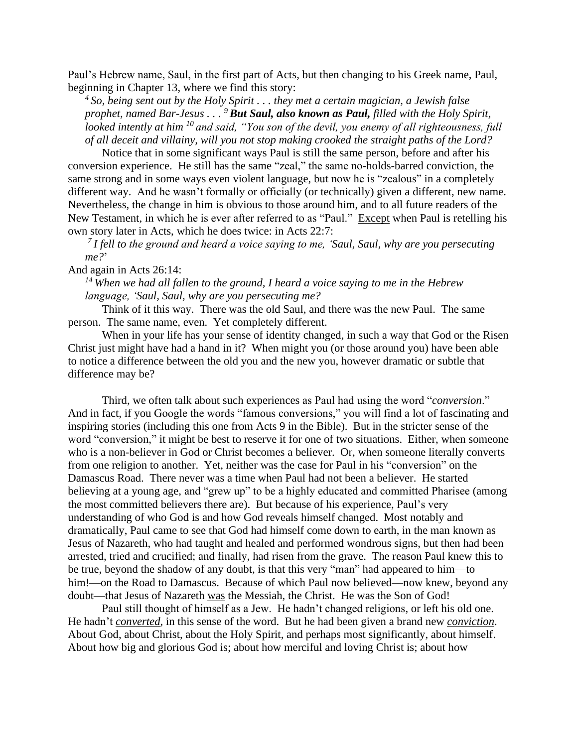Paul's Hebrew name, Saul, in the first part of Acts, but then changing to his Greek name, Paul, beginning in Chapter 13, where we find this story:

> [4] *So, being sent out by the Holy Spirit . . . they met a certain magician, a Jewish false prophet, named Bar-Jesus . . .* [9] ***But Saul, also known as Paul,*** *filled with the Holy Spirit, looked intently at him* [10] *and said, "You son of the devil, you enemy of all righteousness, full of all deceit and villainy, will you not stop making crooked the straight paths of the Lord?*

Notice that in some significant ways Paul is still the same person, before and after his conversion experience. He still has the same "zeal," the same no-holds-barred conviction, the same strong and in some ways even violent language, but now he is "zealous" in a completely different way. And he wasn't formally or officially (or technically) given a different, new name. Nevertheless, the change in him is obvious to those around him, and to all future readers of the New Testament, in which he is ever after referred to as "Paul." Except when Paul is retelling his own story later in Acts, which he does twice: in Acts 22:7:

> [7] *I fell to the ground and heard a voice saying to me, 'Saul, Saul, why are you persecuting me?*'

And again in Acts 26:14:

> [14] *When we had all fallen to the ground, I heard a voice saying to me in the Hebrew language, 'Saul, Saul, why are you persecuting me?*

Think of it this way. There was the old Saul, and there was the new Paul. The same person. The same name, even. Yet completely different.

When in your life has your sense of identity changed, in such a way that God or the Risen Christ just might have had a hand in it? When might you (or those around you) have been able to notice a difference between the old you and the new you, however dramatic or subtle that difference may be?

Third, we often talk about such experiences as Paul had using the word "*conversion*." And in fact, if you Google the words "famous conversions," you will find a lot of fascinating and inspiring stories (including this one from Acts 9 in the Bible). But in the stricter sense of the word "conversion," it might be best to reserve it for one of two situations. Either, when someone who is a non-believer in God or Christ becomes a believer. Or, when someone literally converts from one religion to another. Yet, neither was the case for Paul in his "conversion" on the Damascus Road. There never was a time when Paul had not been a believer. He started believing at a young age, and "grew up" to be a highly educated and committed Pharisee (among the most committed believers there are). But because of his experience, Paul's very understanding of who God is and how God reveals himself changed. Most notably and dramatically, Paul came to see that God had himself come down to earth, in the man known as Jesus of Nazareth, who had taught and healed and performed wondrous signs, but then had been arrested, tried and crucified; and finally, had risen from the grave. The reason Paul knew this to be true, beyond the shadow of any doubt, is that this very "man" had appeared to him—to him!—on the Road to Damascus. Because of which Paul now believed—now knew, beyond any doubt—that Jesus of Nazareth was the Messiah, the Christ. He was the Son of God!

Paul still thought of himself as a Jew. He hadn't changed religions, or left his old one. He hadn't ***converted***, in this sense of the word. But he had been given a brand new ***conviction***. About God, about Christ, about the Holy Spirit, and perhaps most significantly, about himself. About how big and glorious God is; about how merciful and loving Christ is; about how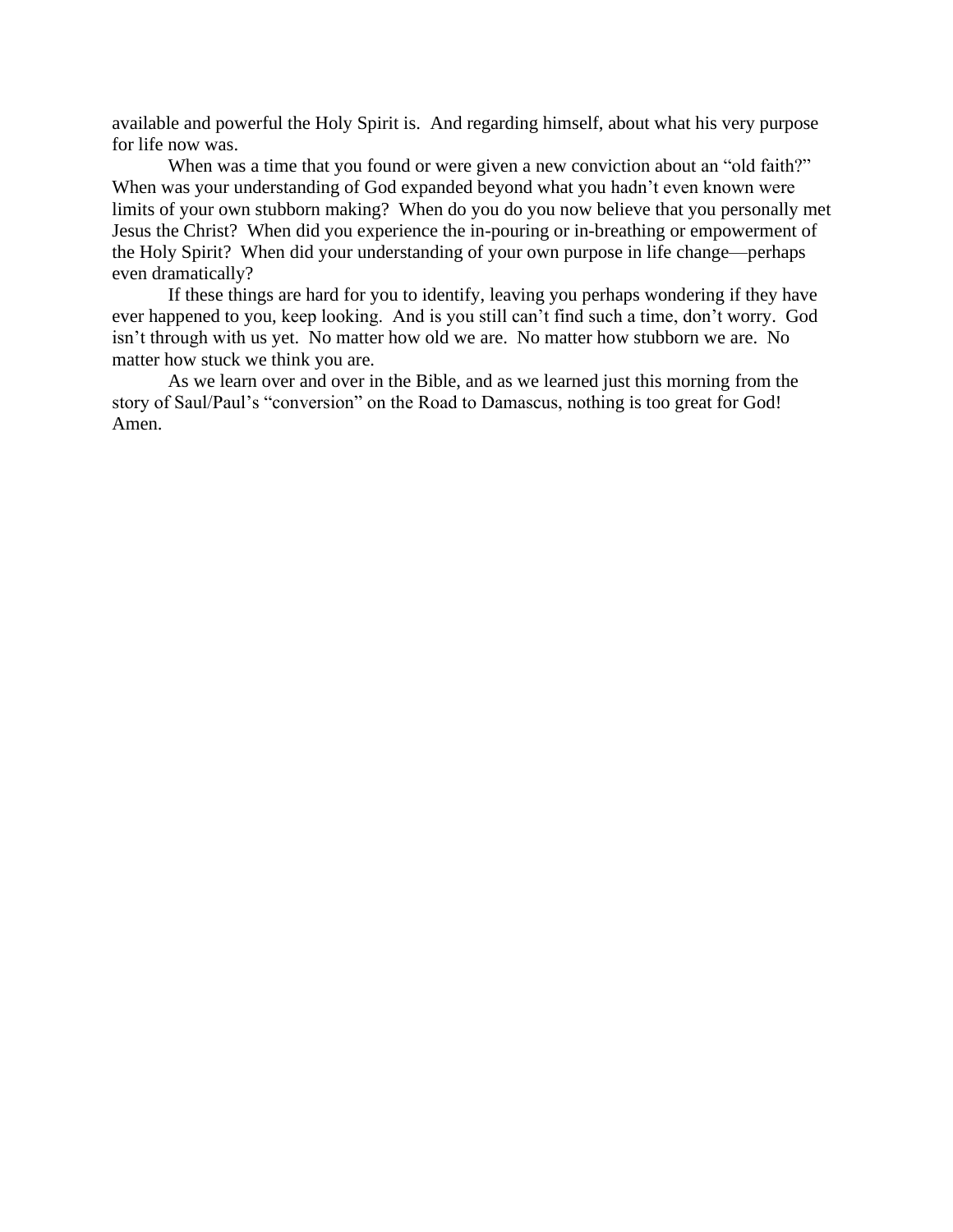available and powerful the Holy Spirit is. And regarding himself, about what his very purpose for life now was.

When was a time that you found or were given a new conviction about an "old faith?" When was your understanding of God expanded beyond what you hadn't even known were limits of your own stubborn making? When do you do you now believe that you personally met Jesus the Christ? When did you experience the in-pouring or in-breathing or empowerment of the Holy Spirit? When did your understanding of your own purpose in life change—perhaps even dramatically?

If these things are hard for you to identify, leaving you perhaps wondering if they have ever happened to you, keep looking. And is you still can't find such a time, don't worry. God isn't through with us yet. No matter how old we are. No matter how stubborn we are. No matter how stuck we think you are.

As we learn over and over in the Bible, and as we learned just this morning from the story of Saul/Paul's "conversion" on the Road to Damascus, nothing is too great for God! Amen.